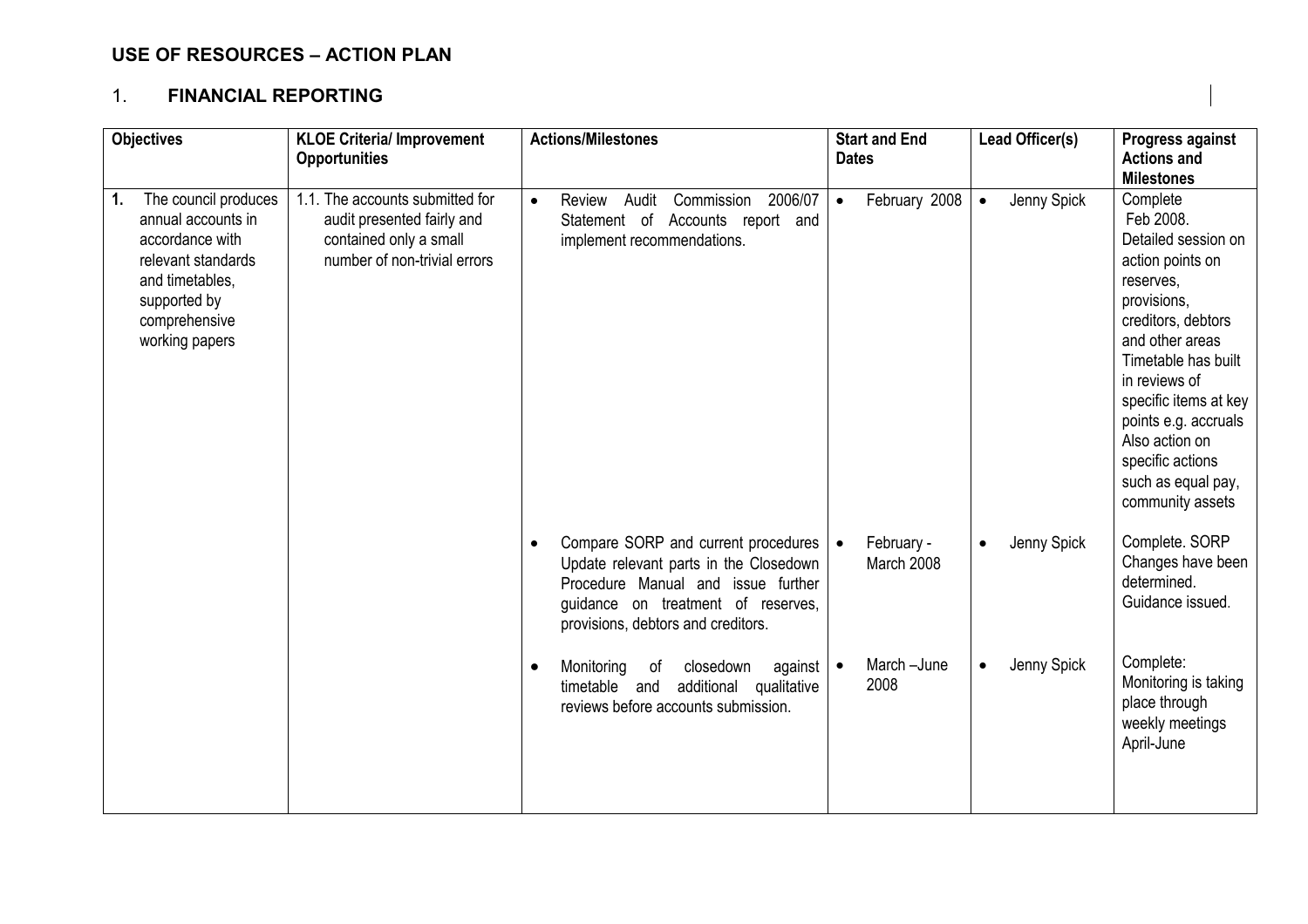## USE OF RESOURCES – ACTION PLAN

### 1. FINANCIAL REPORTING

| Objectives | KLOE Criteria/ Improvement Opportunities | Actions/Milestones | Start and End Dates | Lead Officer(s) | Progress against Actions and Milestones |
|---|---|---|---|---|---|
| **1.** The council produces annual accounts in accordance with relevant standards and timetables, supported by comprehensive working papers | 1.1. The accounts submitted for audit presented fairly and contained only a small number of non-trivial errors | • Review Audit Commission 2006/07 Statement of Accounts report and implement recommendations. | • February 2008 | • Jenny Spick | Complete Feb 2008. Detailed session on action points on reserves, provisions, creditors, debtors and other areas Timetable has built in reviews of specific items at key points e.g. accruals Also action on specific actions such as equal pay, community assets |
| | | • Compare SORP and current procedures Update relevant parts in the Closedown Procedure Manual and issue further guidance on treatment of reserves, provisions, debtors and creditors. | • February - March 2008 | • Jenny Spick | Complete. SORP Changes have been determined. Guidance issued. |
| | | • Monitoring of closedown against timetable and additional qualitative reviews before accounts submission. | • March –June 2008 | • Jenny Spick | Complete: Monitoring is taking place through weekly meetings April-June |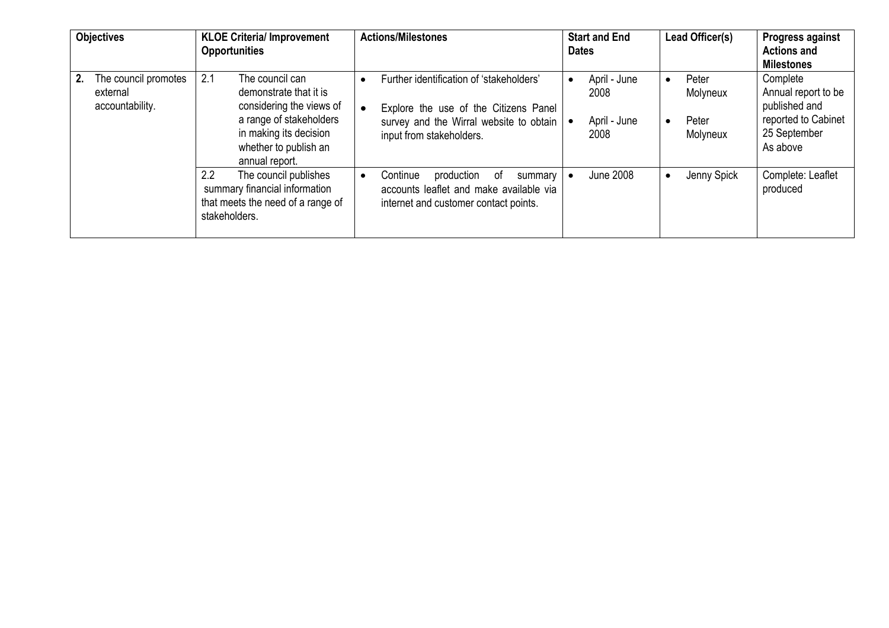| Objectives | KLOE Criteria/ Improvement Opportunities | Actions/Milestones | Start and End Dates | Lead Officer(s) | Progress against Actions and Milestones |
|---|---|---|---|---|---|
| **2.** The council promotes external accountability. | 2.1 The council can demonstrate that it is considering the views of a range of stakeholders in making its decision whether to publish an annual report. | • Further identification of 'stakeholders'<br>• Explore the use of the Citizens Panel survey and the Wirral website to obtain input from stakeholders. | • April - June 2008<br>• April - June 2008 | • Peter Molyneux<br>• Peter Molyneux | Complete<br>Annual report to be published and reported to Cabinet 25 September<br>As above |
| | 2.2 The council publishes summary financial information that meets the need of a range of stakeholders. | • Continue production of summary accounts leaflet and make available via internet and customer contact points. | • June 2008 | • Jenny Spick | Complete: Leaflet produced |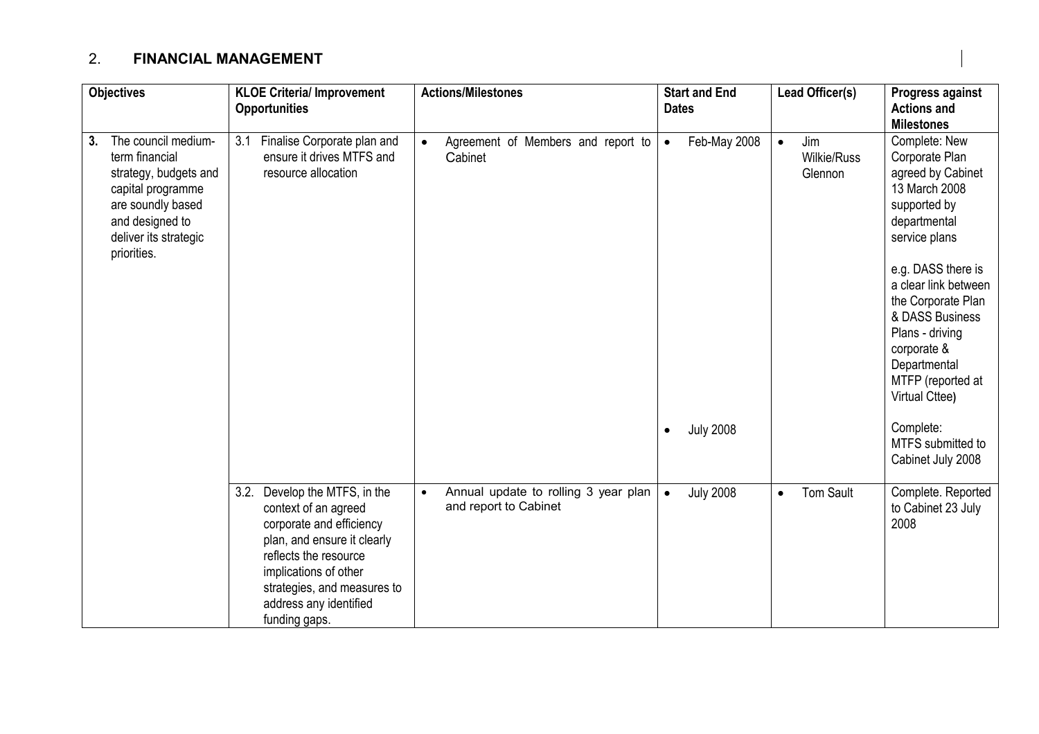## 2. FINANCIAL MANAGEMENT

| Objectives | KLOE Criteria/ Improvement Opportunities | Actions/Milestones | Start and End Dates | Lead Officer(s) | Progress against Actions and Milestones |
|---|---|---|---|---|---|
| **3.** The council medium-term financial strategy, budgets and capital programme are soundly based and designed to deliver its strategic priorities. | 3.1 Finalise Corporate plan and ensure it drives MTFS and resource allocation | • Agreement of Members and report to Cabinet | • Feb-May 2008<br><br>• July 2008 | • Jim Wilkie/Russ Glennon | Complete: New Corporate Plan agreed by Cabinet 13 March 2008 supported by departmental service plans<br><br>e.g. DASS there is a clear link between the Corporate Plan & DASS Business Plans - driving corporate & Departmental MTFP (reported at Virtual Cttee)<br><br>Complete: MTFS submitted to Cabinet July 2008 |
| | 3.2. Develop the MTFS, in the context of an agreed corporate and efficiency plan, and ensure it clearly reflects the resource implications of other strategies, and measures to address any identified funding gaps. | • Annual update to rolling 3 year plan and report to Cabinet | • July 2008 | • Tom Sault | Complete. Reported to Cabinet 23 July 2008 |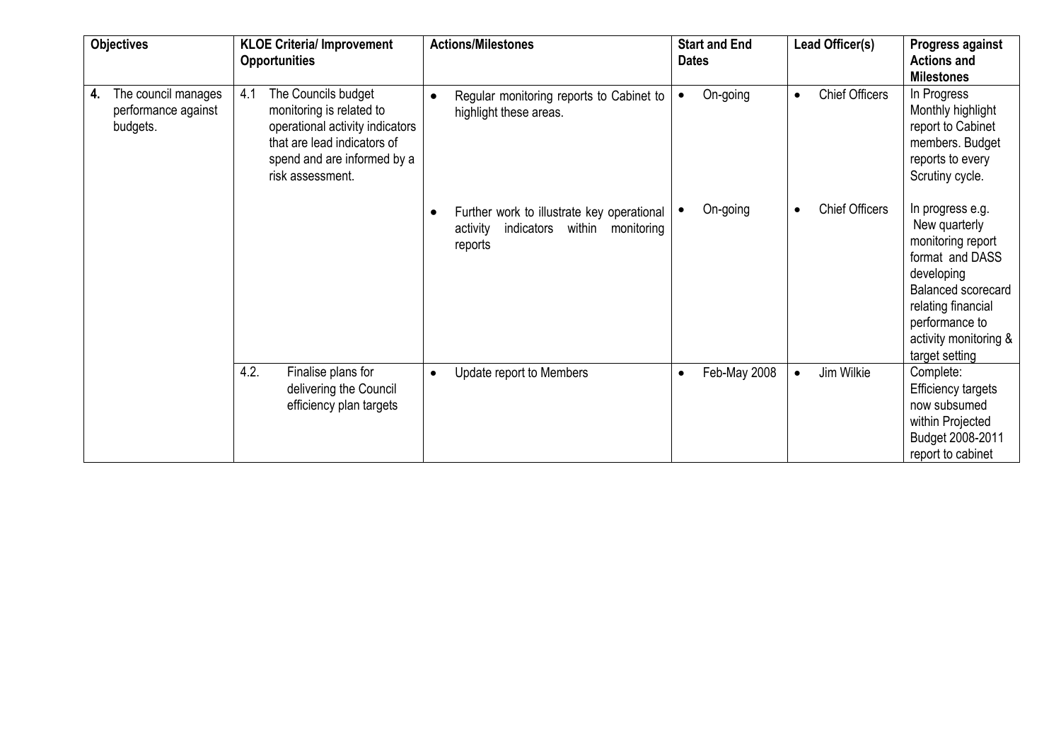| Objectives | KLOE Criteria/ Improvement Opportunities | Actions/Milestones | Start and End Dates | Lead Officer(s) | Progress against Actions and Milestones |
|---|---|---|---|---|---|
| **4.** The council manages performance against budgets. | 4.1 The Councils budget monitoring is related to operational activity indicators that are lead indicators of spend and are informed by a risk assessment. | • Regular monitoring reports to Cabinet to highlight these areas. | • On-going | • Chief Officers | In Progress Monthly highlight report to Cabinet members. Budget reports to every Scrutiny cycle. |
| | | • Further work to illustrate key operational activity indicators within monitoring reports | • On-going | • Chief Officers | In progress e.g. New quarterly monitoring report format and DASS developing Balanced scorecard relating financial performance to activity monitoring & target setting |
| | 4.2. Finalise plans for delivering the Council efficiency plan targets | • Update report to Members | • Feb-May 2008 | • Jim Wilkie | Complete: Efficiency targets now subsumed within Projected Budget 2008-2011 report to cabinet |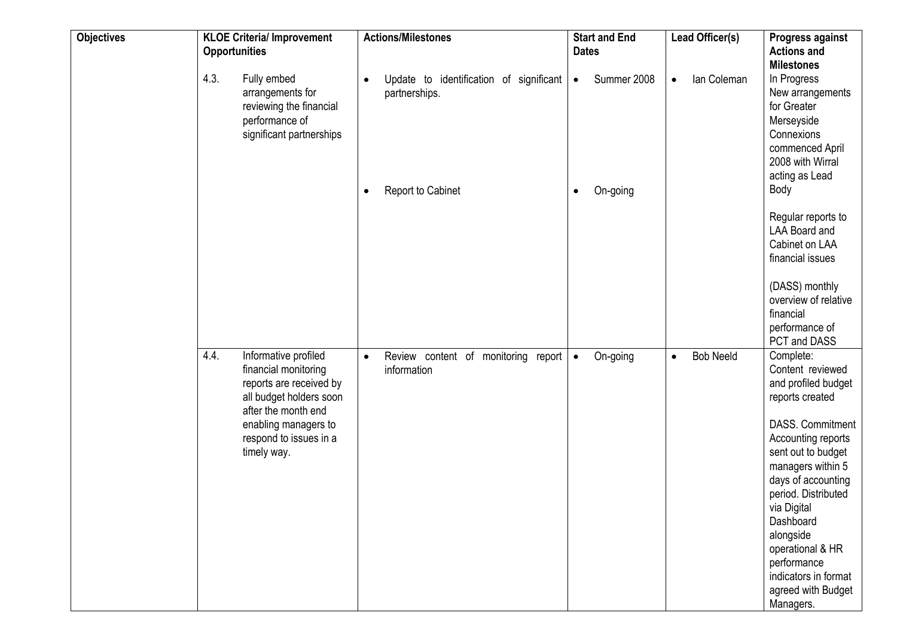| Objectives | KLOE Criteria/ Improvement Opportunities | Actions/Milestones | Start and End Dates | Lead Officer(s) | Progress against Actions and Milestones |
|---|---|---|---|---|---|
| | 4.3. Fully embed arrangements for reviewing the financial performance of significant partnerships | • Update to identification of significant partnerships.<br><br>• Report to Cabinet | • Summer 2008<br><br>• On-going | • Ian Coleman | In Progress<br>New arrangements for Greater Merseyside Connexions commenced April 2008 with Wirral acting as Lead Body<br><br>Regular reports to LAA Board and Cabinet on LAA financial issues<br><br>(DASS) monthly overview of relative financial performance of PCT and DASS |
| | 4.4. Informative profiled financial monitoring reports are received by all budget holders soon after the month end enabling managers to respond to issues in a timely way. | • Review content of monitoring report information | • On-going | • Bob Neeld | Complete:<br>Content reviewed and profiled budget reports created<br><br>DASS. Commitment Accounting reports sent out to budget managers within 5 days of accounting period. Distributed via Digital Dashboard alongside operational & HR performance indicators in format agreed with Budget Managers. |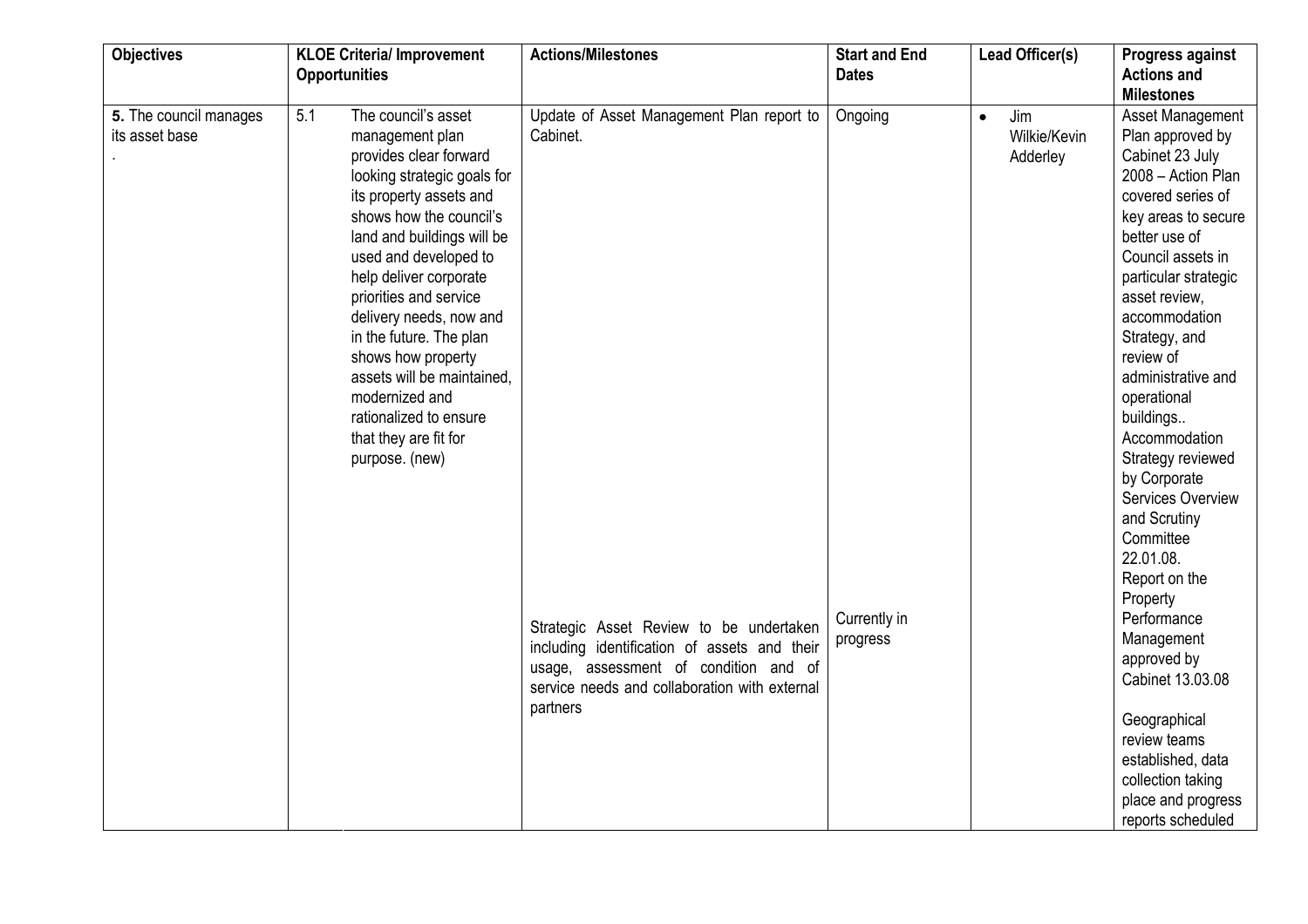| Objectives | KLOE Criteria/ Improvement Opportunities | Actions/Milestones | Start and End Dates | Lead Officer(s) | Progress against Actions and Milestones |
|---|---|---|---|---|---|
| **5.** The council manages its asset base<br>. | 5.1 The council's asset management plan provides clear forward looking strategic goals for its property assets and shows how the council's land and buildings will be used and developed to help deliver corporate priorities and service delivery needs, now and in the future. The plan shows how property assets will be maintained, modernized and rationalized to ensure that they are fit for purpose. (new) | Update of Asset Management Plan report to Cabinet. | Ongoing | • Jim Wilkie/Kevin Adderley | Asset Management Plan approved by Cabinet 23 July 2008 – Action Plan covered series of key areas to secure better use of Council assets in particular strategic asset review, accommodation Strategy, and review of administrative and operational buildings..<br>Accommodation Strategy reviewed by Corporate Services Overview and Scrutiny Committee 22.01.08.<br>Report on the Property Performance Management approved by Cabinet 13.03.08 |
| | | Strategic Asset Review to be undertaken including identification of assets and their usage, assessment of condition and of service needs and collaboration with external partners | Currently in progress | | Geographical review teams established, data collection taking place and progress reports scheduled |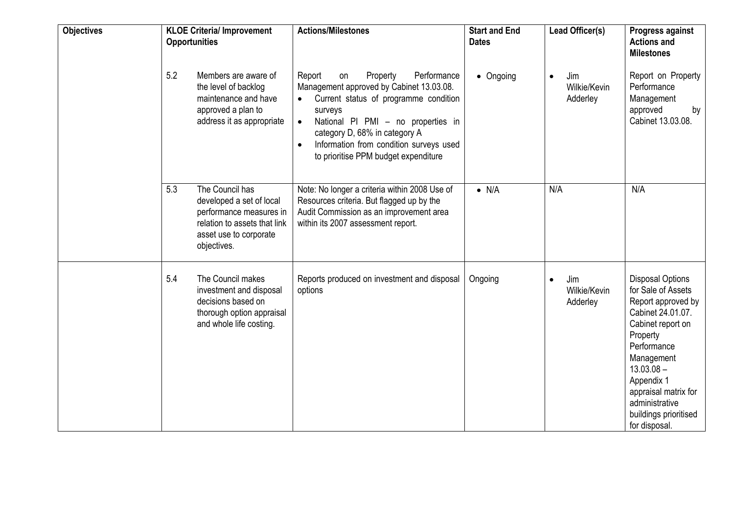| Objectives | KLOE Criteria/ Improvement Opportunities | Actions/Milestones | Start and End Dates | Lead Officer(s) | Progress against Actions and Milestones |
|---|---|---|---|---|---|
| | 5.2 Members are aware of the level of backlog maintenance and have approved a plan to address it as appropriate | Report on Property Performance Management approved by Cabinet 13.03.08.<br>• Current status of programme condition surveys<br>• National PI PMI – no properties in category D, 68% in category A<br>• Information from condition surveys used to prioritise PPM budget expenditure | • Ongoing | • Jim Wilkie/Kevin Adderley | Report on Property Performance Management approved by Cabinet 13.03.08. |
| | 5.3 The Council has developed a set of local performance measures in relation to assets that link asset use to corporate objectives. | Note: No longer a criteria within 2008 Use of Resources criteria. But flagged up by the Audit Commission as an improvement area within its 2007 assessment report. | • N/A | N/A | N/A |
| | 5.4 The Council makes investment and disposal decisions based on thorough option appraisal and whole life costing. | Reports produced on investment and disposal options | Ongoing | • Jim Wilkie/Kevin Adderley | Disposal Options for Sale of Assets Report approved by Cabinet 24.01.07. Cabinet report on Property Performance Management 13.03.08 – Appendix 1 appraisal matrix for administrative buildings prioritised for disposal. |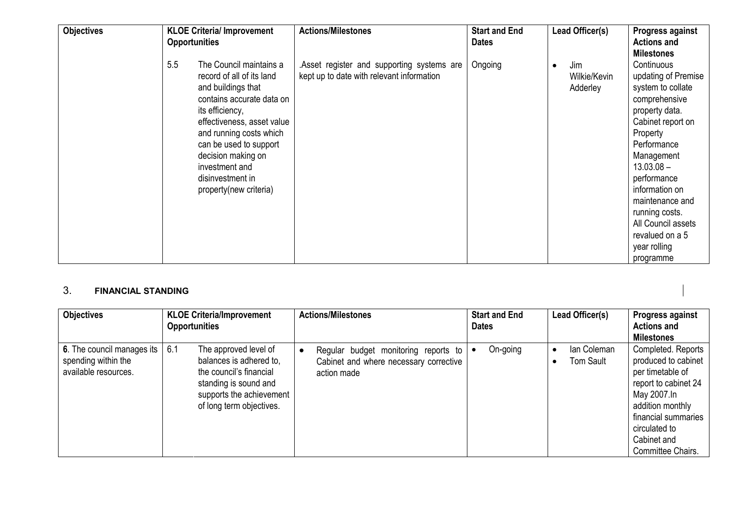| Objectives | KLOE Criteria/ Improvement Opportunities | Actions/Milestones | Start and End Dates | Lead Officer(s) | Progress against Actions and Milestones |
|---|---|---|---|---|---|
| | 5.5 The Council maintains a record of all of its land and buildings that contains accurate data on its efficiency, effectiveness, asset value and running costs which can be used to support decision making on investment and disinvestment in property(new criteria) | .Asset register and supporting systems are kept up to date with relevant information | Ongoing | • Jim Wilkie/Kevin Adderley | Continuous updating of Premise system to collate comprehensive property data. Cabinet report on Property Performance Management 13.03.08 – performance information on maintenance and running costs. All Council assets revalued on a 5 year rolling programme |

## 3. FINANCIAL STANDING

| Objectives | KLOE Criteria/Improvement Opportunities | Actions/Milestones | Start and End Dates | Lead Officer(s) | Progress against Actions and Milestones |
|---|---|---|---|---|---|
| **6**. The council manages its spending within the available resources. | 6.1 The approved level of balances is adhered to, the council's financial standing is sound and supports the achievement of long term objectives. | • Regular budget monitoring reports to Cabinet and where necessary corrective action made | • On-going | • Ian Coleman<br>• Tom Sault | Completed. Reports produced to cabinet per timetable of report to cabinet 24 May 2007.In addition monthly financial summaries circulated to Cabinet and Committee Chairs. |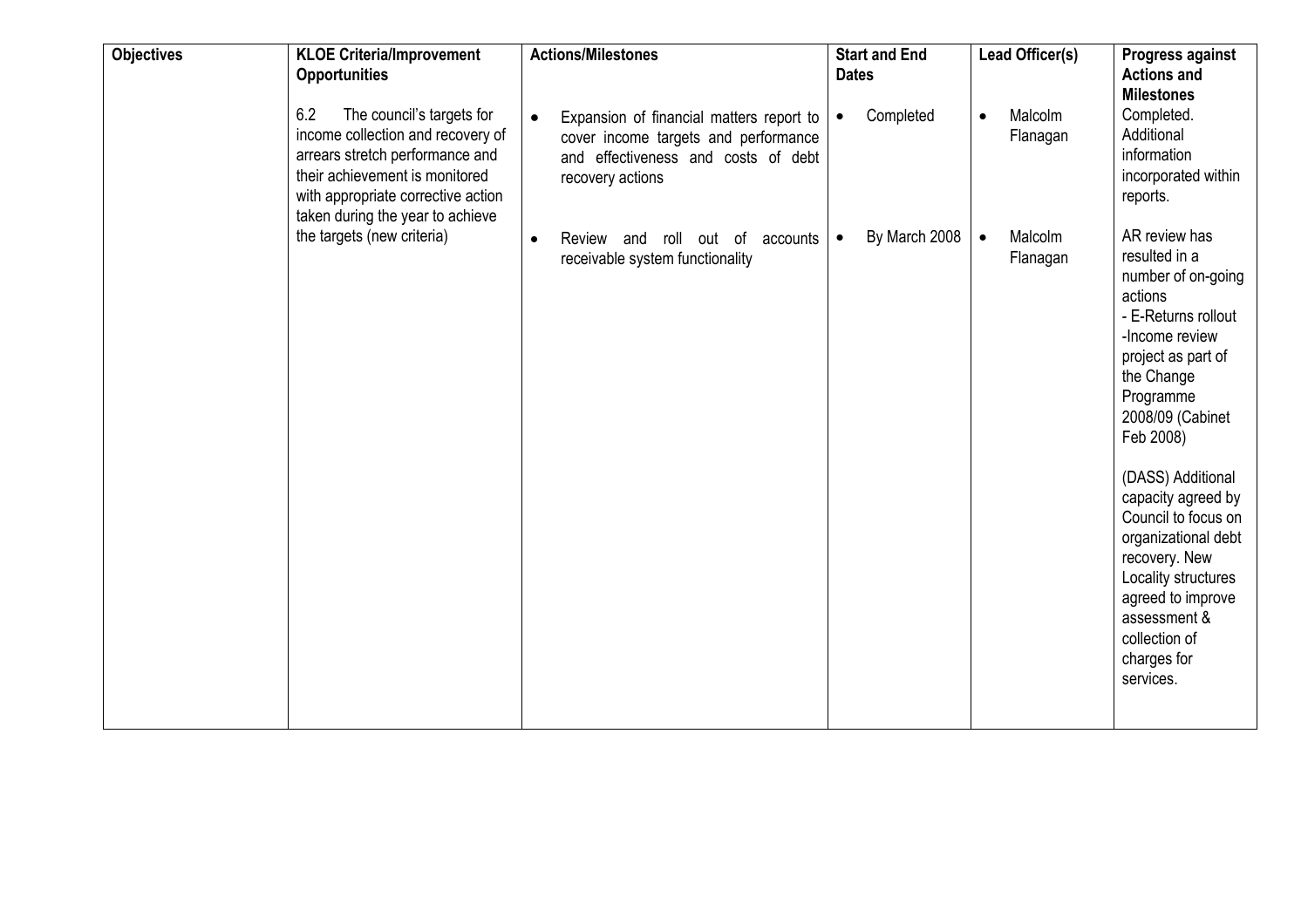| Objectives | KLOE Criteria/Improvement Opportunities | Actions/Milestones | Start and End Dates | Lead Officer(s) | Progress against Actions and Milestones |
|---|---|---|---|---|---|
| | 6.2 The council's targets for income collection and recovery of arrears stretch performance and their achievement is monitored with appropriate corrective action taken during the year to achieve the targets (new criteria) | • Expansion of financial matters report to cover income targets and performance and effectiveness and costs of debt recovery actions | • Completed | • Malcolm Flanagan | Completed. Additional information incorporated within reports. |
| | | • Review and roll out of accounts receivable system functionality | • By March 2008 | • Malcolm Flanagan | AR review has resulted in a number of on-going actions<br>- E-Returns rollout<br>-Income review project as part of the Change Programme 2008/09 (Cabinet Feb 2008)<br><br>(DASS) Additional capacity agreed by Council to focus on organizational debt recovery. New Locality structures agreed to improve assessment & collection of charges for services. |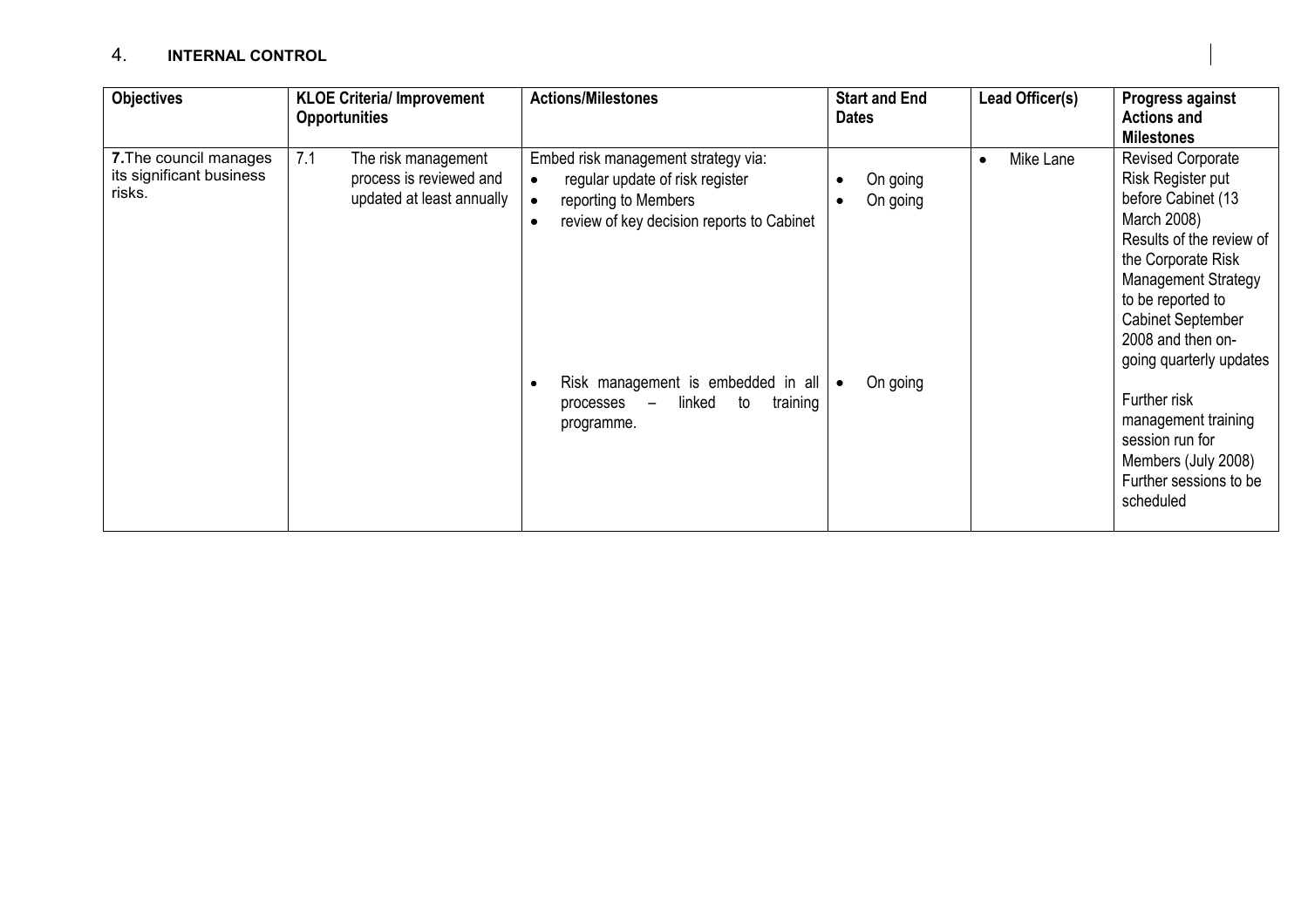## 4. INTERNAL CONTROL

| Objectives | KLOE Criteria/ Improvement Opportunities | Actions/Milestones | Start and End Dates | Lead Officer(s) | Progress against Actions and Milestones |
|---|---|---|---|---|---|
| **7.** The council manages its significant business risks. | 7.1 The risk management process is reviewed and updated at least annually | Embed risk management strategy via:<br>• regular update of risk register<br>• reporting to Members<br>• review of key decision reports to Cabinet<br><br>• Risk management is embedded in all processes – linked to training programme. | • On going<br>• On going<br><br>• On going | • Mike Lane | Revised Corporate Risk Register put before Cabinet (13 March 2008)<br>Results of the review of the Corporate Risk Management Strategy to be reported to Cabinet September 2008 and then on-going quarterly updates<br><br>Further risk management training session run for Members (July 2008)<br>Further sessions to be scheduled |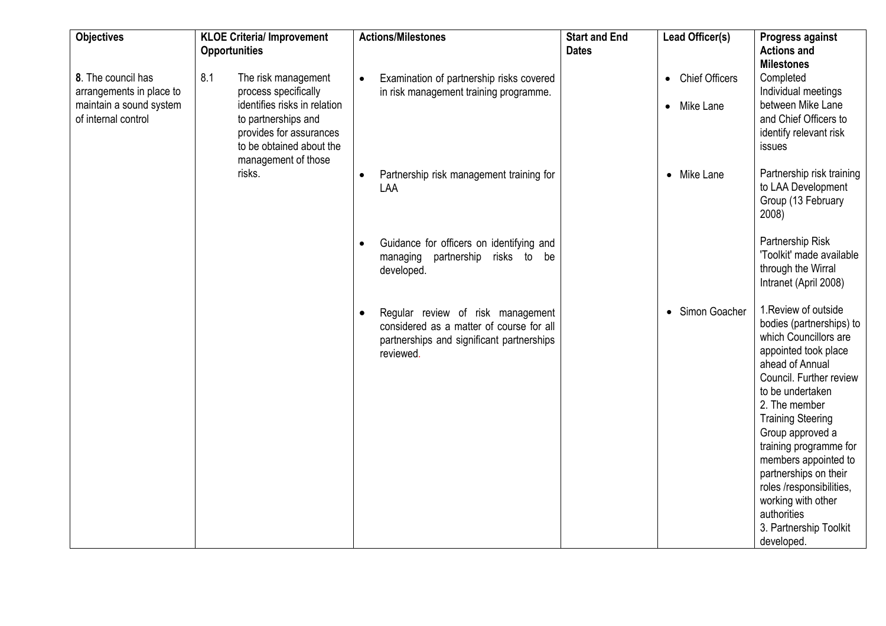| Objectives | KLOE Criteria/ Improvement Opportunities | Actions/Milestones | Start and End Dates | Lead Officer(s) | Progress against Actions and Milestones |
|---|---|---|---|---|---|
| **8**. The council has arrangements in place to maintain a sound system of internal control | 8.1 The risk management process specifically identifies risks in relation to partnerships and provides for assurances to be obtained about the management of those risks. | • Examination of partnership risks covered in risk management training programme. | | • Chief Officers<br>• Mike Lane | Completed<br>Individual meetings between Mike Lane and Chief Officers to identify relevant risk issues |
| | | • Partnership risk management training for LAA | | • Mike Lane | Partnership risk training to LAA Development Group (13 February 2008) |
| | | • Guidance for officers on identifying and managing partnership risks to be developed. | | | Partnership Risk 'Toolkit' made available through the Wirral Intranet (April 2008) |
| | | • Regular review of risk management considered as a matter of course for all partnerships and significant partnerships reviewed. | | • Simon Goacher | 1.Review of outside bodies (partnerships) to which Councillors are appointed took place ahead of Annual Council. Further review to be undertaken<br>2. The member Training Steering Group approved a training programme for members appointed to partnerships on their roles /responsibilities, working with other authorities<br>3. Partnership Toolkit developed. |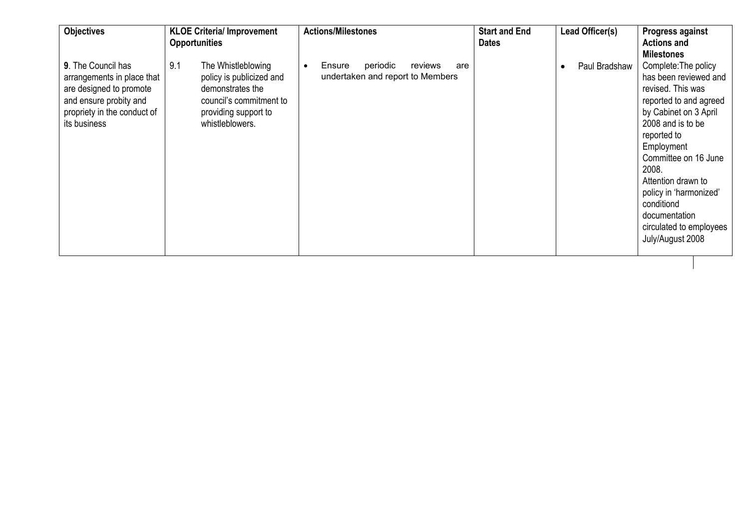| Objectives | KLOE Criteria/ Improvement Opportunities | Actions/Milestones | Start and End Dates | Lead Officer(s) | Progress against Actions and Milestones |
|---|---|---|---|---|---|
| **9**. The Council has arrangements in place that are designed to promote and ensure probity and propriety in the conduct of its business | 9.1 The Whistleblowing policy is publicized and demonstrates the council's commitment to providing support to whistleblowers. | • Ensure periodic reviews are undertaken and report to Members | | • Paul Bradshaw | Complete:The policy has been reviewed and revised. This was reported to and agreed by Cabinet on 3 April 2008 and is to be reported to Employment Committee on 16 June 2008. Attention drawn to policy in 'harmonized' conditiond documentation circulated to employees July/August 2008 |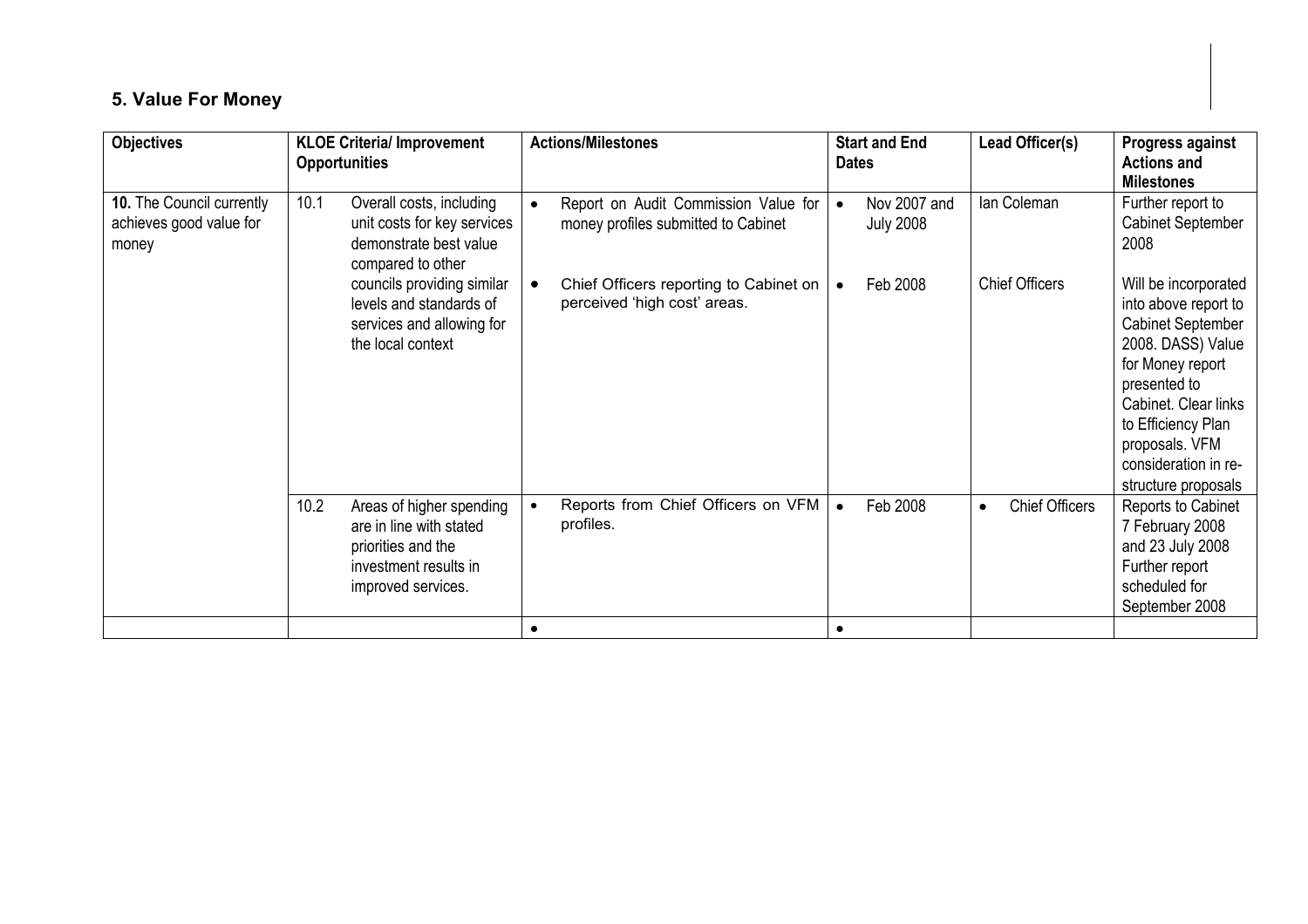## 5. Value For Money

| Objectives | KLOE Criteria/ Improvement Opportunities | Actions/Milestones | Start and End Dates | Lead Officer(s) | Progress against Actions and Milestones |
|---|---|---|---|---|---|
| **10.** The Council currently achieves good value for money | 10.1 Overall costs, including unit costs for key services demonstrate best value compared to other councils providing similar levels and standards of services and allowing for the local context | • Report on Audit Commission Value for money profiles submitted to Cabinet | • Nov 2007 and July 2008 | Ian Coleman | Further report to Cabinet September 2008 |
| | | • Chief Officers reporting to Cabinet on perceived 'high cost' areas. | • Feb 2008 | Chief Officers | Will be incorporated into above report to Cabinet September 2008. DASS) Value for Money report presented to Cabinet. Clear links to Efficiency Plan proposals. VFM consideration in re-structure proposals |
| | 10.2 Areas of higher spending are in line with stated priorities and the investment results in improved services. | • Reports from Chief Officers on VFM profiles. | • Feb 2008 | • Chief Officers | Reports to Cabinet 7 February 2008 and 23 July 2008 Further report scheduled for September 2008 |
| | | • | • | | |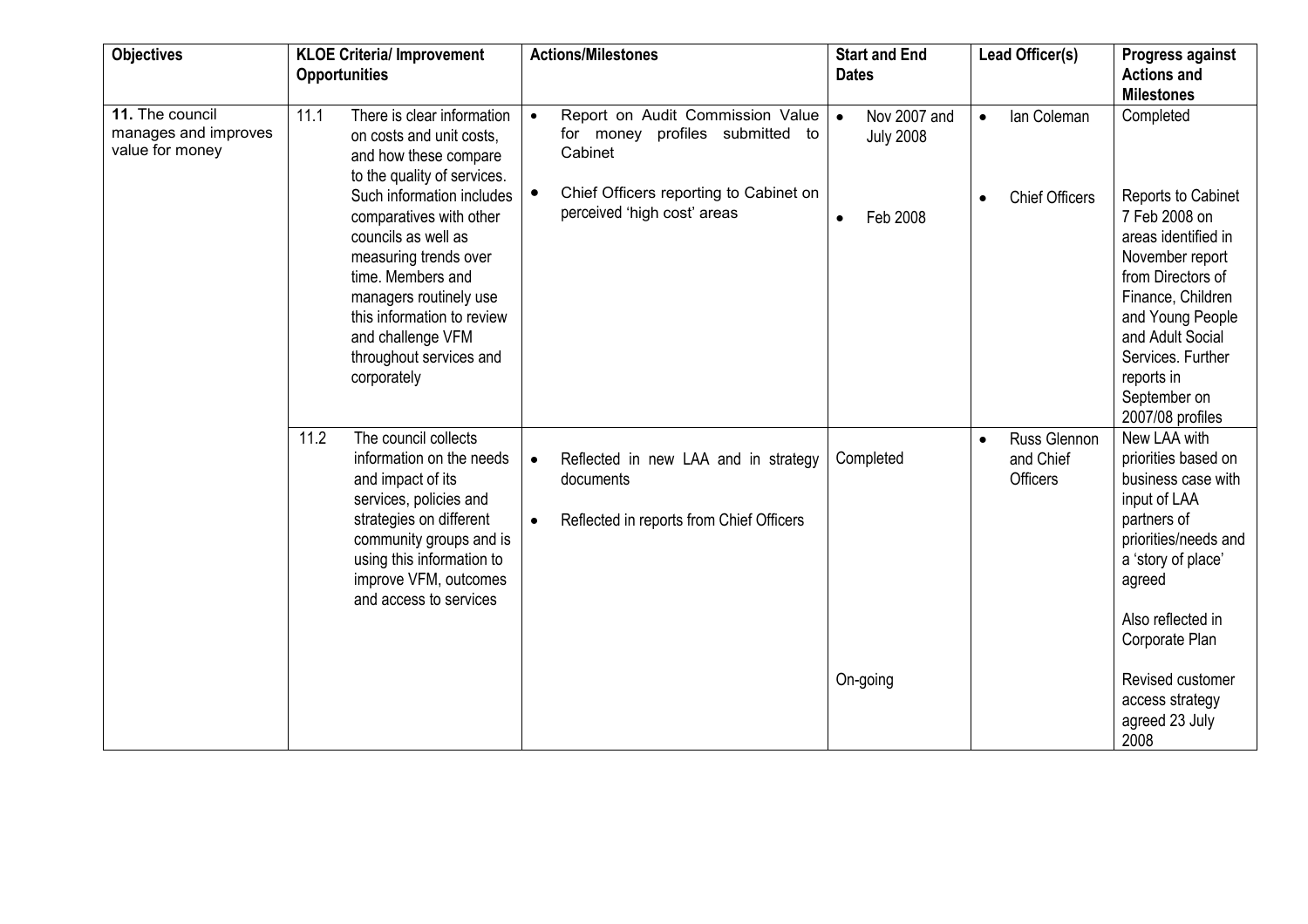| Objectives | KLOE Criteria/ Improvement Opportunities | Actions/Milestones | Start and End Dates | Lead Officer(s) | Progress against Actions and Milestones |
|---|---|---|---|---|---|
| **11.** The council manages and improves value for money | 11.1 There is clear information on costs and unit costs, and how these compare to the quality of services. Such information includes comparatives with other councils as well as measuring trends over time. Members and managers routinely use this information to review and challenge VFM throughout services and corporately | • Report on Audit Commission Value for money profiles submitted to Cabinet<br>• Chief Officers reporting to Cabinet on perceived 'high cost' areas | • Nov 2007 and July 2008<br>• Feb 2008 | • Ian Coleman<br>• Chief Officers | Completed<br><br>Reports to Cabinet 7 Feb 2008 on areas identified in November report from Directors of Finance, Children and Young People and Adult Social Services. Further reports in September on 2007/08 profiles |
| | 11.2 The council collects information on the needs and impact of its services, policies and strategies on different community groups and is using this information to improve VFM, outcomes and access to services | • Reflected in new LAA and in strategy documents<br>• Reflected in reports from Chief Officers | Completed<br><br>On-going | • Russ Glennon and Chief Officers | New LAA with priorities based on business case with input of LAA partners of priorities/needs and a 'story of place' agreed<br><br>Also reflected in Corporate Plan<br><br>Revised customer access strategy agreed 23 July 2008 |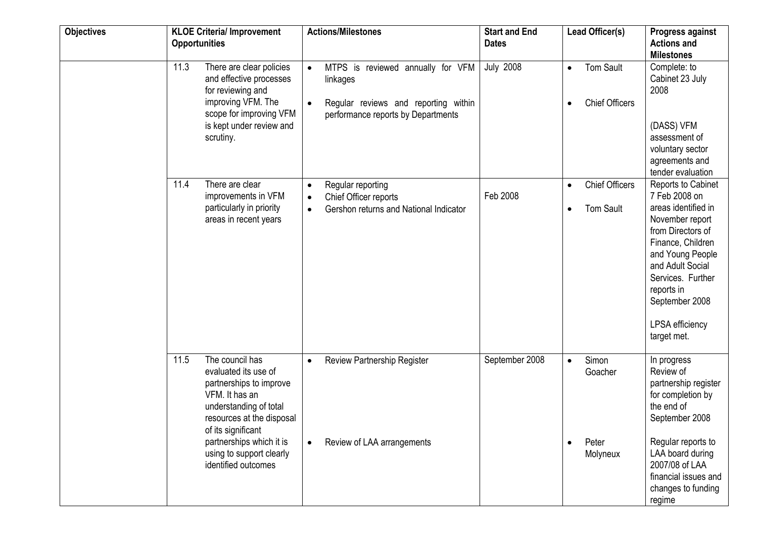| Objectives | KLOE Criteria/ Improvement Opportunities | Actions/Milestones | Start and End Dates | Lead Officer(s) | Progress against Actions and Milestones |
|---|---|---|---|---|---|
| | 11.3 There are clear policies and effective processes for reviewing and improving VFM. The scope for improving VFM is kept under review and scrutiny. | • MTPS is reviewed annually for VFM linkages<br>• Regular reviews and reporting within performance reports by Departments | July 2008 | • Tom Sault<br>• Chief Officers | Complete: to Cabinet 23 July 2008<br><br>(DASS) VFM assessment of voluntary sector agreements and tender evaluation |
| | 11.4 There are clear improvements in VFM particularly in priority areas in recent years | • Regular reporting<br>• Chief Officer reports<br>• Gershon returns and National Indicator | Feb 2008 | • Chief Officers<br>• Tom Sault | Reports to Cabinet 7 Feb 2008 on areas identified in November report from Directors of Finance, Children and Young People and Adult Social Services. Further reports in September 2008<br><br>LPSA efficiency target met. |
| | 11.5 The council has evaluated its use of partnerships to improve VFM. It has an understanding of total resources at the disposal of its significant partnerships which it is using to support clearly identified outcomes | • Review Partnership Register<br>• Review of LAA arrangements | September 2008 | • Simon Goacher<br>• Peter Molyneux | In progress Review of partnership register for completion by the end of September 2008<br><br>Regular reports to LAA board during 2007/08 of LAA financial issues and changes to funding regime |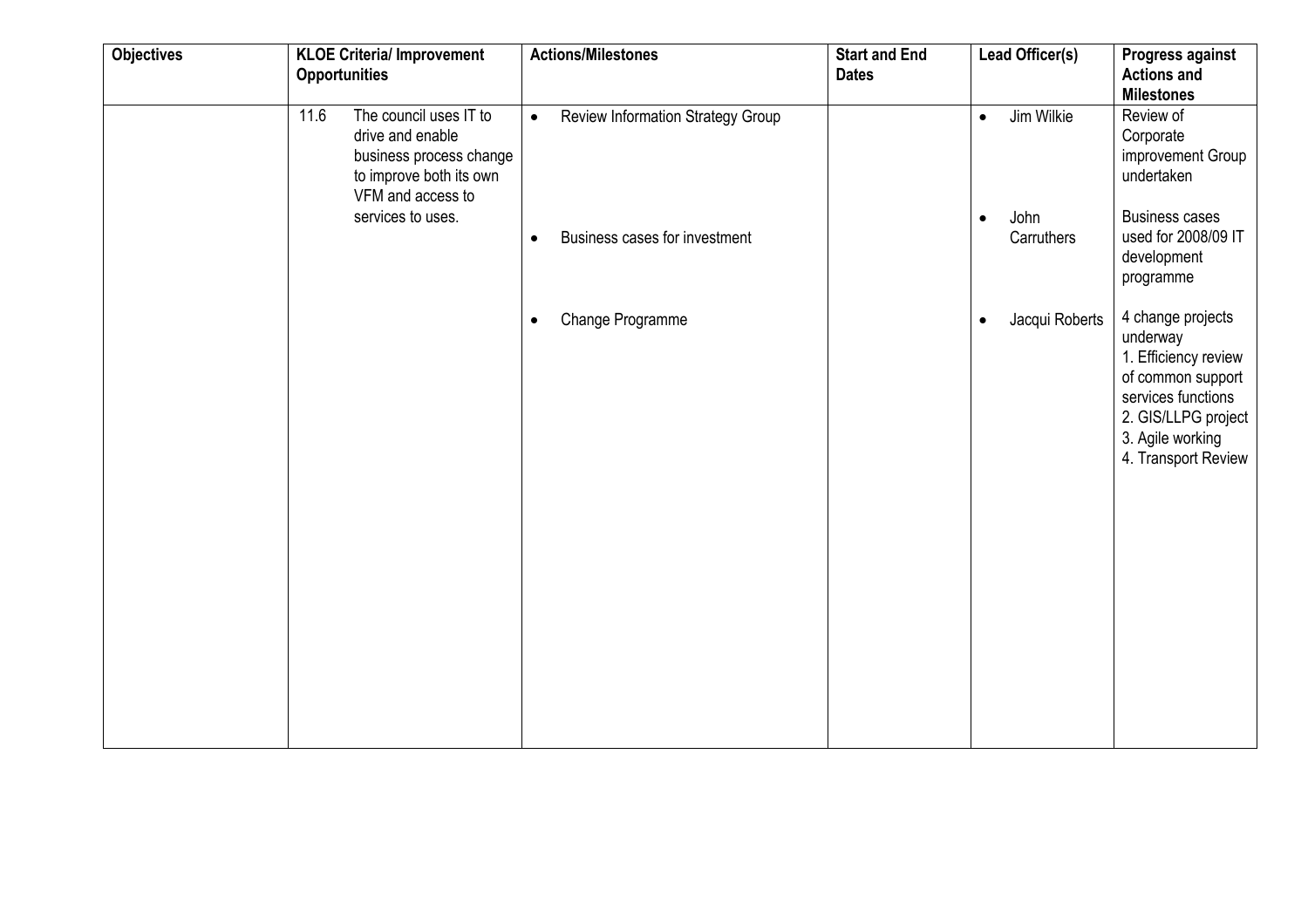| Objectives | KLOE Criteria/ Improvement Opportunities | Actions/Milestones | Start and End Dates | Lead Officer(s) | Progress against Actions and Milestones |
|---|---|---|---|---|---|
| | 11.6 The council uses IT to drive and enable business process change to improve both its own VFM and access to services to uses. | • Review Information Strategy Group | | • Jim Wilkie | Review of Corporate improvement Group undertaken |
| | | • Business cases for investment | | • John Carruthers | Business cases used for 2008/09 IT development programme |
| | | • Change Programme | | • Jacqui Roberts | 4 change projects underway<br>1. Efficiency review of common support services functions<br>2. GIS/LLPG project<br>3. Agile working<br>4. Transport Review |